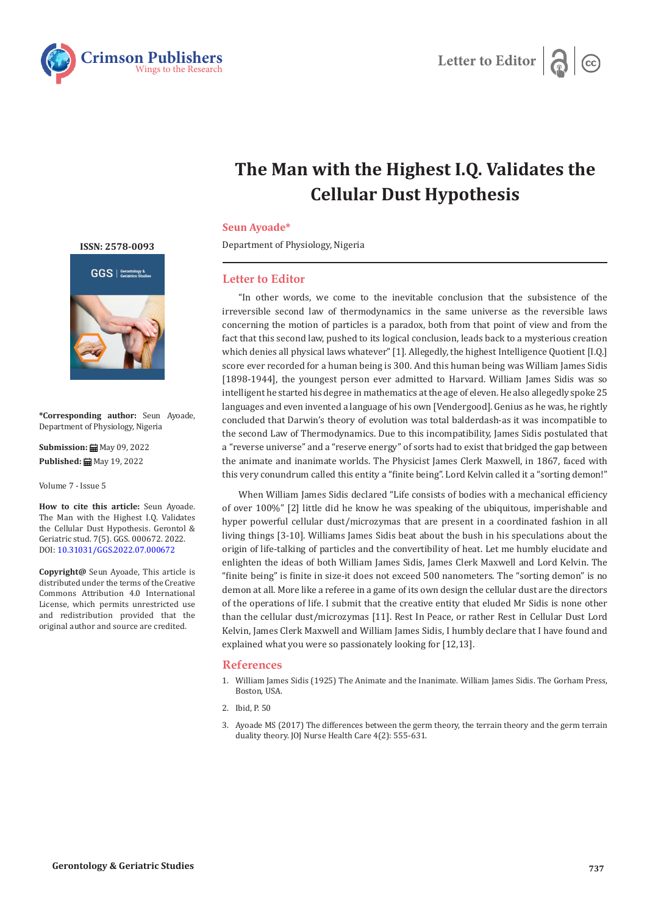Letter to Editor

# The Man with the Highest I.Q. Validates the Cellular Dust Hypothesis

**Seun Ayoade***

Department of Physiology, Nigeria

ISSN: 2578-0093

**\*Corresponding author:** Seun Ayoade, Department of Physiology, Nigeria

**Submission:** May 09, 2022

**Published:** May 19, 2022

Volume 7 - Issue 5

**How to cite this article:** Seun Ayoade. The Man with the Highest I.Q. Validates the Cellular Dust Hypothesis. Gerontol & Geriatric stud. 7(5). GGS. 000672. 2022. DOI: 10.31031/GGS.2022.07.000672

**Copyright@** Seun Ayoade, This article is distributed under the terms of the Creative Commons Attribution 4.0 International License, which permits unrestricted use and redistribution provided that the original author and source are credited.

## Letter to Editor

"In other words, we come to the inevitable conclusion that the subsistence of the irreversible second law of thermodynamics in the same universe as the reversible laws concerning the motion of particles is a paradox, both from that point of view and from the fact that this second law, pushed to its logical conclusion, leads back to a mysterious creation which denies all physical laws whatever" [1]. Allegedly, the highest Intelligence Quotient [I.Q.] score ever recorded for a human being is 300. And this human being was William James Sidis [1898-1944], the youngest person ever admitted to Harvard. William James Sidis was so intelligent he started his degree in mathematics at the age of eleven. He also allegedly spoke 25 languages and even invented a language of his own [Vendergood]. Genius as he was, he rightly concluded that Darwin's theory of evolution was total balderdash-as it was incompatible to the second Law of Thermodynamics. Due to this incompatibility, James Sidis postulated that a "reverse universe" and a "reserve energy" of sorts had to exist that bridged the gap between the animate and inanimate worlds. The Physicist James Clerk Maxwell, in 1867, faced with this very conundrum called this entity a "finite being". Lord Kelvin called it a "sorting demon!"

When William James Sidis declared "Life consists of bodies with a mechanical efficiency of over 100%" [2] little did he know he was speaking of the ubiquitous, imperishable and hyper powerful cellular dust/microzymas that are present in a coordinated fashion in all living things [3-10]. Williams James Sidis beat about the bush in his speculations about the origin of life-talking of particles and the convertibility of heat. Let me humbly elucidate and enlighten the ideas of both William James Sidis, James Clerk Maxwell and Lord Kelvin. The "finite being" is finite in size-it does not exceed 500 nanometers. The "sorting demon" is no demon at all. More like a referee in a game of its own design the cellular dust are the directors of the operations of life. I submit that the creative entity that eluded Mr Sidis is none other than the cellular dust/microzymas [11]. Rest In Peace, or rather Rest in Cellular Dust Lord Kelvin, James Clerk Maxwell and William James Sidis, I humbly declare that I have found and explained what you were so passionately looking for [12,13].

## References

1. William James Sidis (1925) The Animate and the Inanimate. William James Sidis. The Gorham Press, Boston, USA.
2. Ibid, P. 50
3. Ayoade MS (2017) The differences between the germ theory, the terrain theory and the germ terrain duality theory. JOJ Nurse Health Care 4(2): 555-631.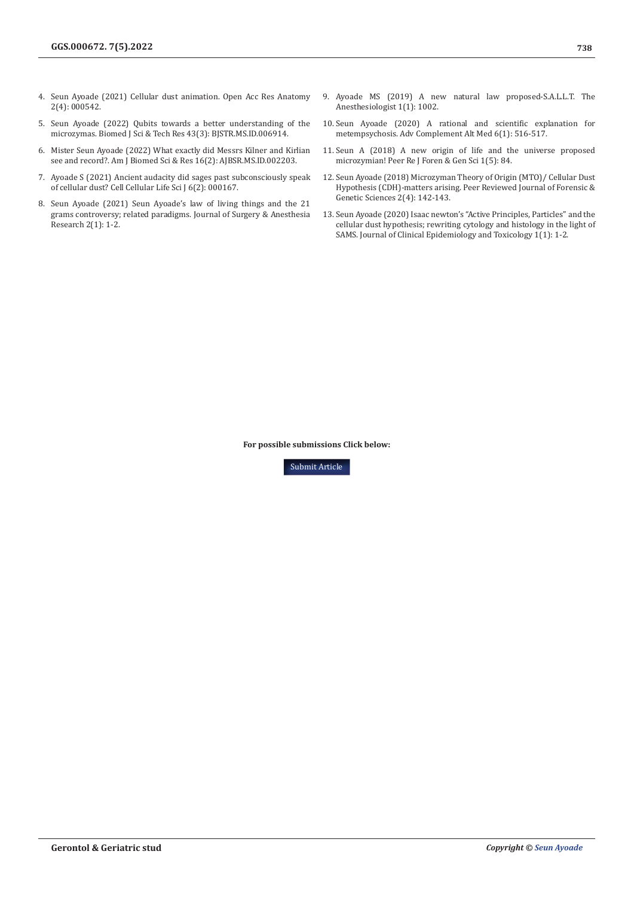4. Seun Ayoade (2021) Cellular dust animation. Open Acc Res Anatomy 2(4): 000542.
5. Seun Ayoade (2022) Qubits towards a better understanding of the microzymas. Biomed J Sci & Tech Res 43(3): BJSTR.MS.ID.006914.
6. Mister Seun Ayoade (2022) What exactly did Messrs Kilner and Kirlian see and record?. Am J Biomed Sci & Res 16(2): AJBSR.MS.ID.002203.
7. Ayoade S (2021) Ancient audacity did sages past subconsciously speak of cellular dust? Cell Cellular Life Sci J 6(2): 000167.
8. Seun Ayoade (2021) Seun Ayoade's law of living things and the 21 grams controversy; related paradigms. Journal of Surgery & Anesthesia Research 2(1): 1-2.
9. Ayoade MS (2019) A new natural law proposed-S.A.L.L.T. The Anesthesiologist 1(1): 1002.
10. Seun Ayoade (2020) A rational and scientific explanation for metempsychosis. Adv Complement Alt Med 6(1): 516-517.
11. Seun A (2018) A new origin of life and the universe proposed microzymian! Peer Re J Foren & Gen Sci 1(5): 84.
12. Seun Ayoade (2018) Microzyman Theory of Origin (MTO)/ Cellular Dust Hypothesis (CDH)-matters arising. Peer Reviewed Journal of Forensic & Genetic Sciences 2(4): 142-143.
13. Seun Ayoade (2020) Isaac newton's "Active Principles, Particles" and the cellular dust hypothesis; rewriting cytology and histology in the light of SAMS. Journal of Clinical Epidemiology and Toxicology 1(1): 1-2.

**For possible submissions Click below:**

Submit Article